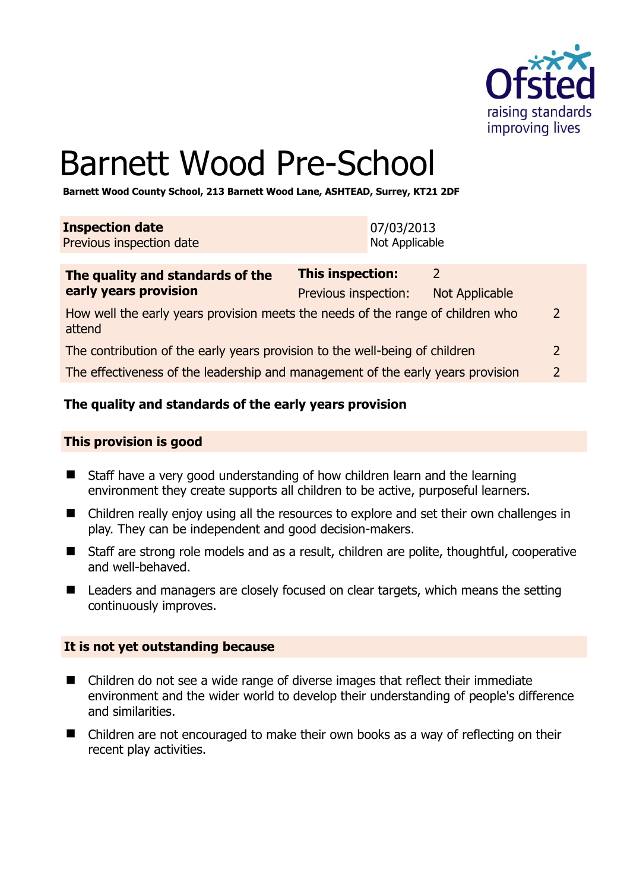# Barnett Wood Pre-School

**Barnett Wood County School, 213 Barnett Wood Lane, ASHTEAD, Surrey, KT21 2DF**

| | |
|---|---|
| **Inspection date** | 07/03/2013 |
| Previous inspection date | Not Applicable |

| **The quality and standards of the early years provision** | **This inspection:** | 2 |
|---|---|---|
| | Previous inspection: | Not Applicable |
| How well the early years provision meets the needs of the range of children who attend | | 2 |
| The contribution of the early years provision to the well-being of children | | 2 |
| The effectiveness of the leadership and management of the early years provision | | 2 |

### The quality and standards of the early years provision

#### This provision is good

- Staff have a very good understanding of how children learn and the learning environment they create supports all children to be active, purposeful learners.
- Children really enjoy using all the resources to explore and set their own challenges in play. They can be independent and good decision-makers.
- Staff are strong role models and as a result, children are polite, thoughtful, cooperative and well-behaved.
- Leaders and managers are closely focused on clear targets, which means the setting continuously improves.

#### It is not yet outstanding because

- Children do not see a wide range of diverse images that reflect their immediate environment and the wider world to develop their understanding of people's difference and similarities.
- Children are not encouraged to make their own books as a way of reflecting on their recent play activities.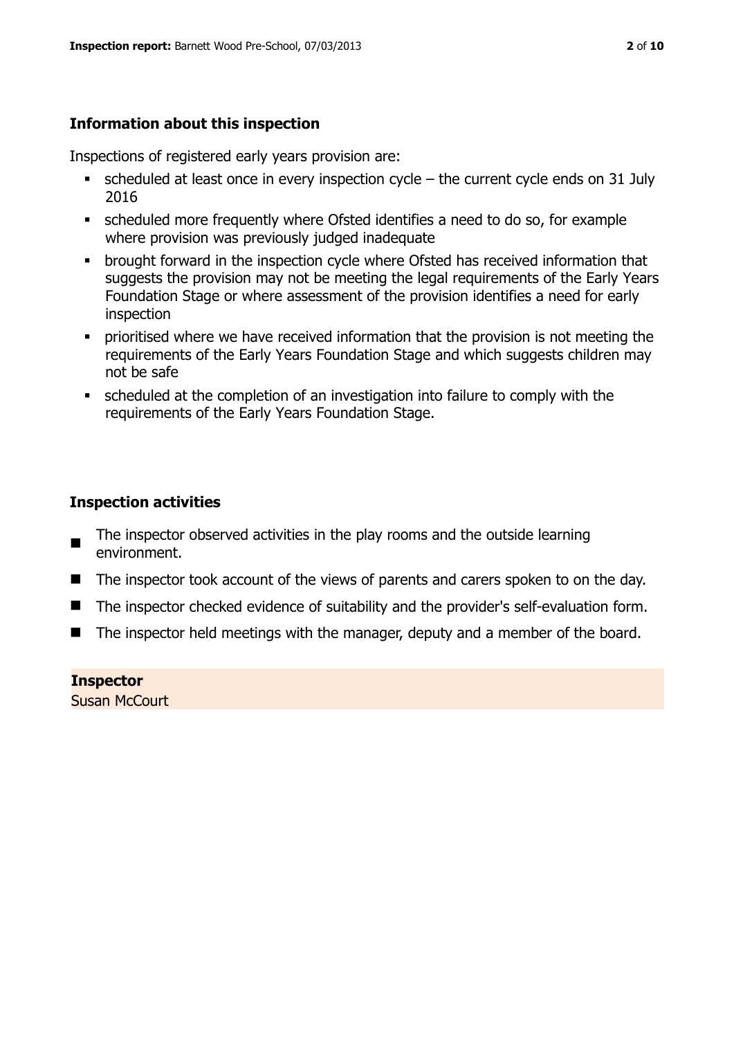### Information about this inspection

Inspections of registered early years provision are:

- scheduled at least once in every inspection cycle – the current cycle ends on 31 July 2016
- scheduled more frequently where Ofsted identifies a need to do so, for example where provision was previously judged inadequate
- brought forward in the inspection cycle where Ofsted has received information that suggests the provision may not be meeting the legal requirements of the Early Years Foundation Stage or where assessment of the provision identifies a need for early inspection
- prioritised where we have received information that the provision is not meeting the requirements of the Early Years Foundation Stage and which suggests children may not be safe
- scheduled at the completion of an investigation into failure to comply with the requirements of the Early Years Foundation Stage.

### Inspection activities

- The inspector observed activities in the play rooms and the outside learning environment.
- The inspector took account of the views of parents and carers spoken to on the day.
- The inspector checked evidence of suitability and the provider's self-evaluation form.
- The inspector held meetings with the manager, deputy and a member of the board.

**Inspector**
Susan McCourt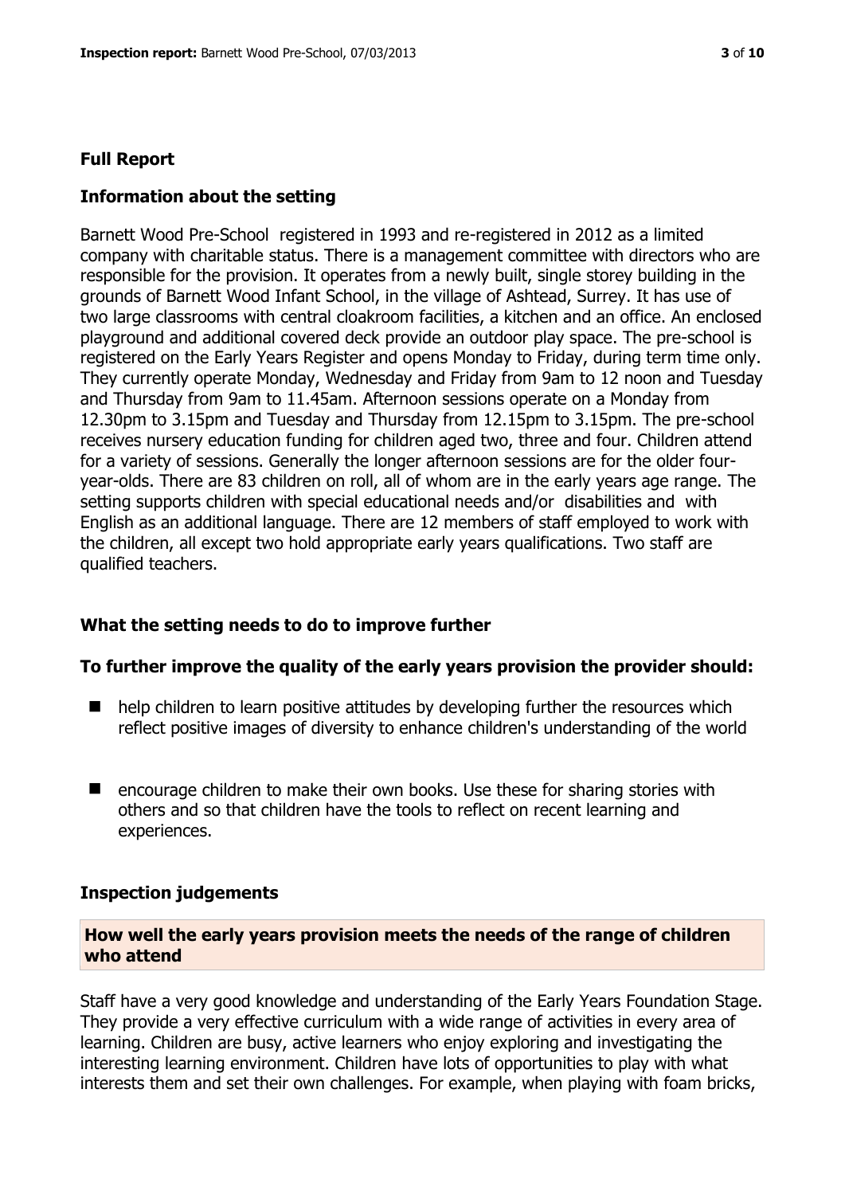## Full Report

### Information about the setting

Barnett Wood Pre-School registered in 1993 and re-registered in 2012 as a limited company with charitable status. There is a management committee with directors who are responsible for the provision. It operates from a newly built, single storey building in the grounds of Barnett Wood Infant School, in the village of Ashtead, Surrey. It has use of two large classrooms with central cloakroom facilities, a kitchen and an office. An enclosed playground and additional covered deck provide an outdoor play space. The pre-school is registered on the Early Years Register and opens Monday to Friday, during term time only. They currently operate Monday, Wednesday and Friday from 9am to 12 noon and Tuesday and Thursday from 9am to 11.45am. Afternoon sessions operate on a Monday from 12.30pm to 3.15pm and Tuesday and Thursday from 12.15pm to 3.15pm. The pre-school receives nursery education funding for children aged two, three and four. Children attend for a variety of sessions. Generally the longer afternoon sessions are for the older four-year-olds. There are 83 children on roll, all of whom are in the early years age range. The setting supports children with special educational needs and/or disabilities and with English as an additional language. There are 12 members of staff employed to work with the children, all except two hold appropriate early years qualifications. Two staff are qualified teachers.

### What the setting needs to do to improve further

### To further improve the quality of the early years provision the provider should:

- help children to learn positive attitudes by developing further the resources which reflect positive images of diversity to enhance children's understanding of the world
- encourage children to make their own books. Use these for sharing stories with others and so that children have the tools to reflect on recent learning and experiences.

### Inspection judgements

#### How well the early years provision meets the needs of the range of children who attend

Staff have a very good knowledge and understanding of the Early Years Foundation Stage. They provide a very effective curriculum with a wide range of activities in every area of learning. Children are busy, active learners who enjoy exploring and investigating the interesting learning environment. Children have lots of opportunities to play with what interests them and set their own challenges. For example, when playing with foam bricks,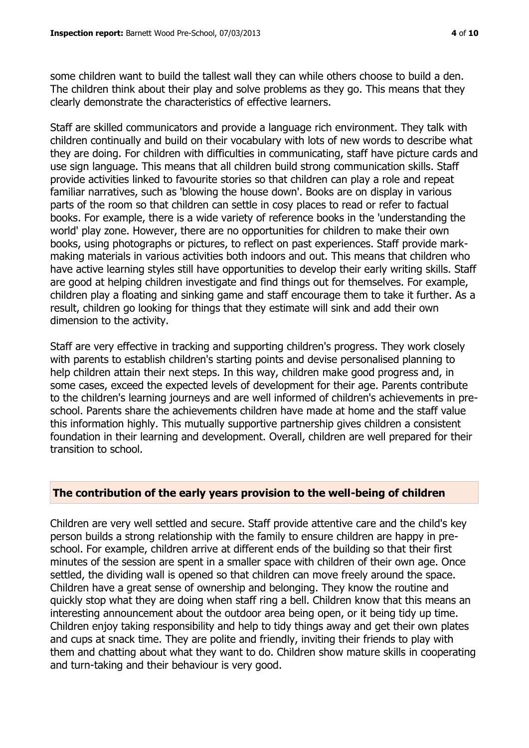some children want to build the tallest wall they can while others choose to build a den. The children think about their play and solve problems as they go. This means that they clearly demonstrate the characteristics of effective learners.

Staff are skilled communicators and provide a language rich environment. They talk with children continually and build on their vocabulary with lots of new words to describe what they are doing. For children with difficulties in communicating, staff have picture cards and use sign language. This means that all children build strong communication skills. Staff provide activities linked to favourite stories so that children can play a role and repeat familiar narratives, such as 'blowing the house down'. Books are on display in various parts of the room so that children can settle in cosy places to read or refer to factual books. For example, there is a wide variety of reference books in the 'understanding the world' play zone. However, there are no opportunities for children to make their own books, using photographs or pictures, to reflect on past experiences. Staff provide mark-making materials in various activities both indoors and out. This means that children who have active learning styles still have opportunities to develop their early writing skills. Staff are good at helping children investigate and find things out for themselves. For example, children play a floating and sinking game and staff encourage them to take it further. As a result, children go looking for things that they estimate will sink and add their own dimension to the activity.

Staff are very effective in tracking and supporting children's progress. They work closely with parents to establish children's starting points and devise personalised planning to help children attain their next steps. In this way, children make good progress and, in some cases, exceed the expected levels of development for their age. Parents contribute to the children's learning journeys and are well informed of children's achievements in pre-school. Parents share the achievements children have made at home and the staff value this information highly. This mutually supportive partnership gives children a consistent foundation in their learning and development. Overall, children are well prepared for their transition to school.

## The contribution of the early years provision to the well-being of children

Children are very well settled and secure. Staff provide attentive care and the child's key person builds a strong relationship with the family to ensure children are happy in pre-school. For example, children arrive at different ends of the building so that their first minutes of the session are spent in a smaller space with children of their own age. Once settled, the dividing wall is opened so that children can move freely around the space. Children have a great sense of ownership and belonging. They know the routine and quickly stop what they are doing when staff ring a bell. Children know that this means an interesting announcement about the outdoor area being open, or it being tidy up time. Children enjoy taking responsibility and help to tidy things away and get their own plates and cups at snack time. They are polite and friendly, inviting their friends to play with them and chatting about what they want to do. Children show mature skills in cooperating and turn-taking and their behaviour is very good.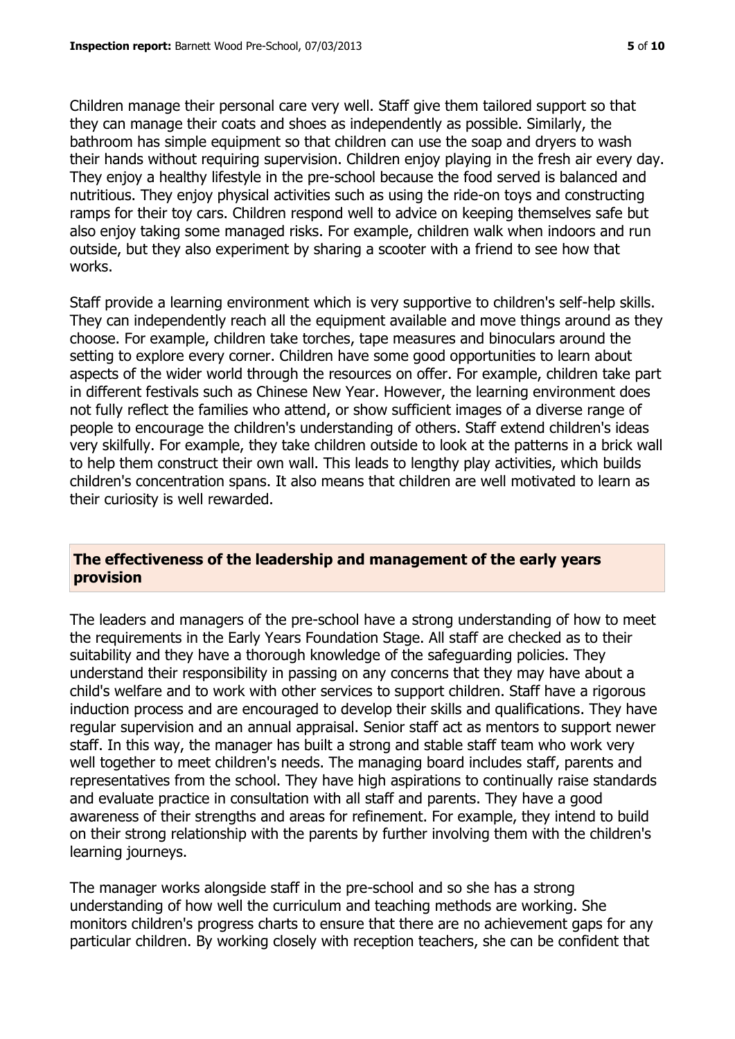Children manage their personal care very well. Staff give them tailored support so that they can manage their coats and shoes as independently as possible. Similarly, the bathroom has simple equipment so that children can use the soap and dryers to wash their hands without requiring supervision. Children enjoy playing in the fresh air every day. They enjoy a healthy lifestyle in the pre-school because the food served is balanced and nutritious. They enjoy physical activities such as using the ride-on toys and constructing ramps for their toy cars. Children respond well to advice on keeping themselves safe but also enjoy taking some managed risks. For example, children walk when indoors and run outside, but they also experiment by sharing a scooter with a friend to see how that works.

Staff provide a learning environment which is very supportive to children's self-help skills. They can independently reach all the equipment available and move things around as they choose. For example, children take torches, tape measures and binoculars around the setting to explore every corner. Children have some good opportunities to learn about aspects of the wider world through the resources on offer. For example, children take part in different festivals such as Chinese New Year. However, the learning environment does not fully reflect the families who attend, or show sufficient images of a diverse range of people to encourage the children's understanding of others. Staff extend children's ideas very skilfully. For example, they take children outside to look at the patterns in a brick wall to help them construct their own wall. This leads to lengthy play activities, which builds children's concentration spans. It also means that children are well motivated to learn as their curiosity is well rewarded.

## The effectiveness of the leadership and management of the early years provision

The leaders and managers of the pre-school have a strong understanding of how to meet the requirements in the Early Years Foundation Stage. All staff are checked as to their suitability and they have a thorough knowledge of the safeguarding policies. They understand their responsibility in passing on any concerns that they may have about a child's welfare and to work with other services to support children. Staff have a rigorous induction process and are encouraged to develop their skills and qualifications. They have regular supervision and an annual appraisal. Senior staff act as mentors to support newer staff. In this way, the manager has built a strong and stable staff team who work very well together to meet children's needs. The managing board includes staff, parents and representatives from the school. They have high aspirations to continually raise standards and evaluate practice in consultation with all staff and parents. They have a good awareness of their strengths and areas for refinement. For example, they intend to build on their strong relationship with the parents by further involving them with the children's learning journeys.

The manager works alongside staff in the pre-school and so she has a strong understanding of how well the curriculum and teaching methods are working. She monitors children's progress charts to ensure that there are no achievement gaps for any particular children. By working closely with reception teachers, she can be confident that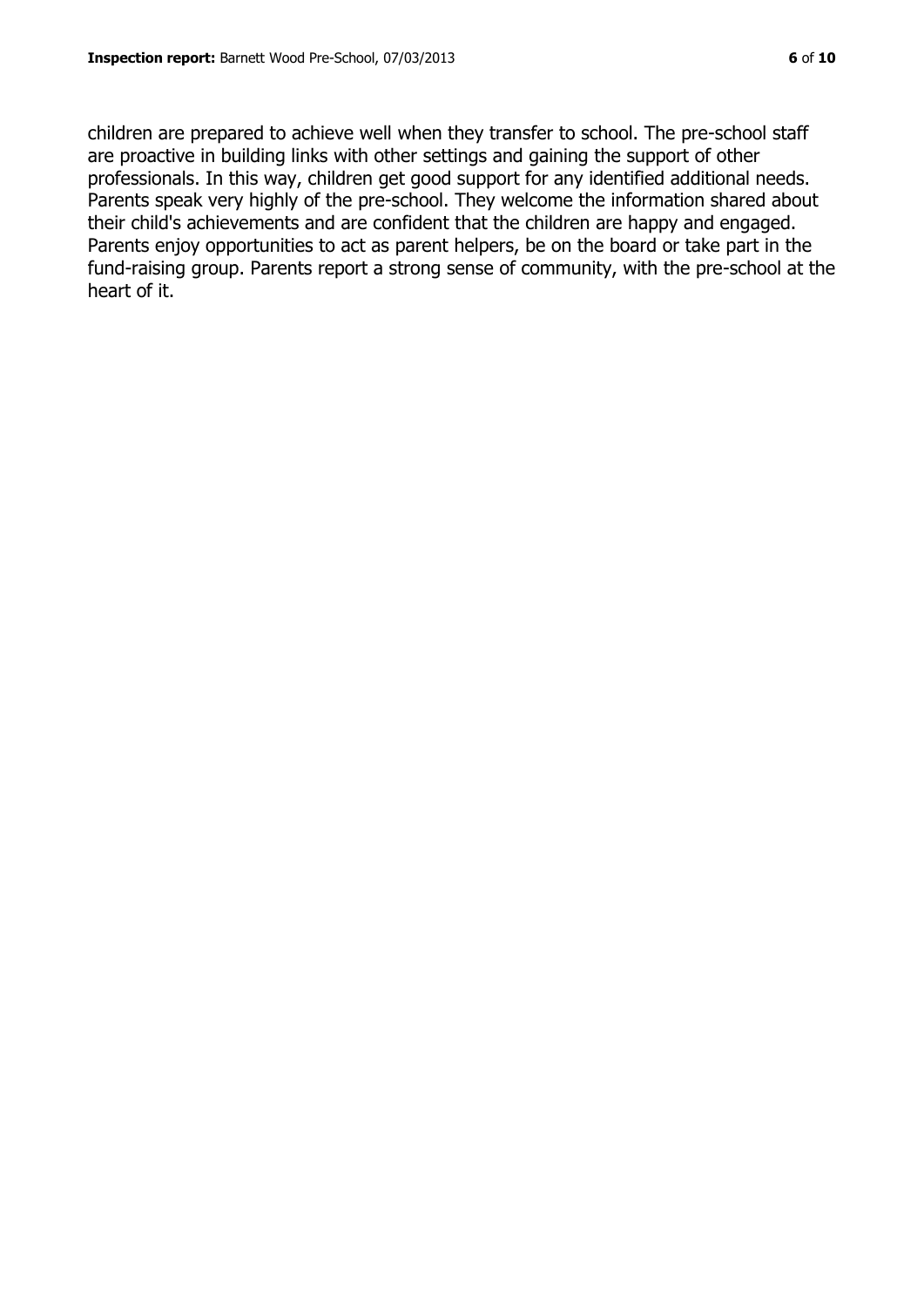children are prepared to achieve well when they transfer to school. The pre-school staff are proactive in building links with other settings and gaining the support of other professionals. In this way, children get good support for any identified additional needs. Parents speak very highly of the pre-school. They welcome the information shared about their child's achievements and are confident that the children are happy and engaged. Parents enjoy opportunities to act as parent helpers, be on the board or take part in the fund-raising group. Parents report a strong sense of community, with the pre-school at the heart of it.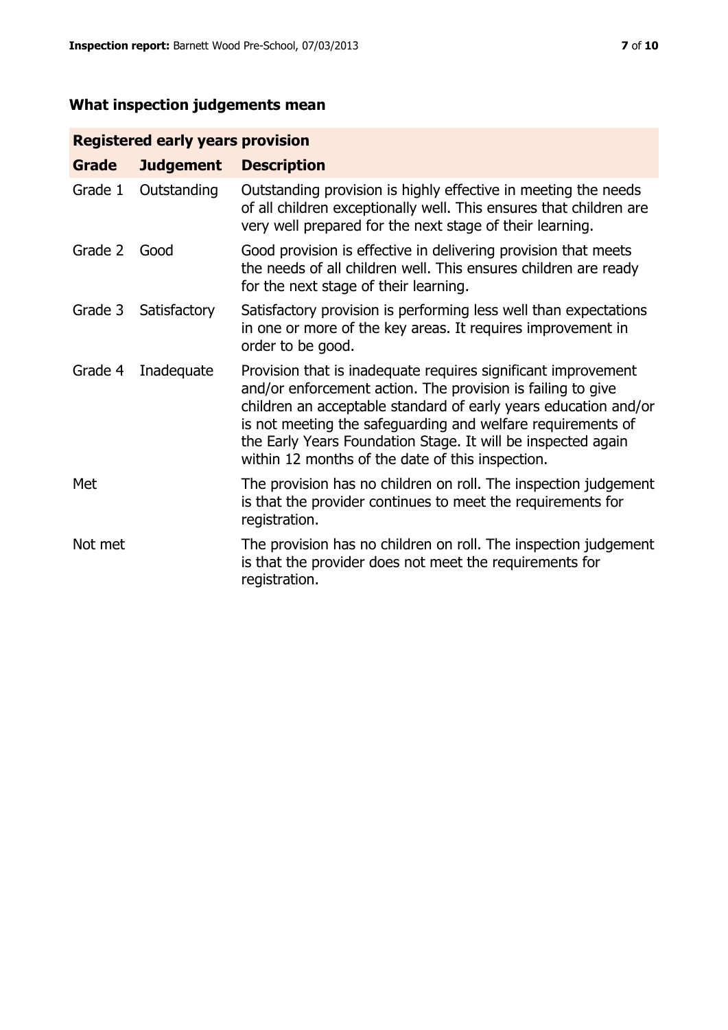## What inspection judgements mean

| Registered early years provision | | |
|---|---|---|
| **Grade** | **Judgement** | **Description** |
| Grade 1 | Outstanding | Outstanding provision is highly effective in meeting the needs of all children exceptionally well. This ensures that children are very well prepared for the next stage of their learning. |
| Grade 2 | Good | Good provision is effective in delivering provision that meets the needs of all children well. This ensures children are ready for the next stage of their learning. |
| Grade 3 | Satisfactory | Satisfactory provision is performing less well than expectations in one or more of the key areas. It requires improvement in order to be good. |
| Grade 4 | Inadequate | Provision that is inadequate requires significant improvement and/or enforcement action. The provision is failing to give children an acceptable standard of early years education and/or is not meeting the safeguarding and welfare requirements of the Early Years Foundation Stage. It will be inspected again within 12 months of the date of this inspection. |
| Met | | The provision has no children on roll. The inspection judgement is that the provider continues to meet the requirements for registration. |
| Not met | | The provision has no children on roll. The inspection judgement is that the provider does not meet the requirements for registration. |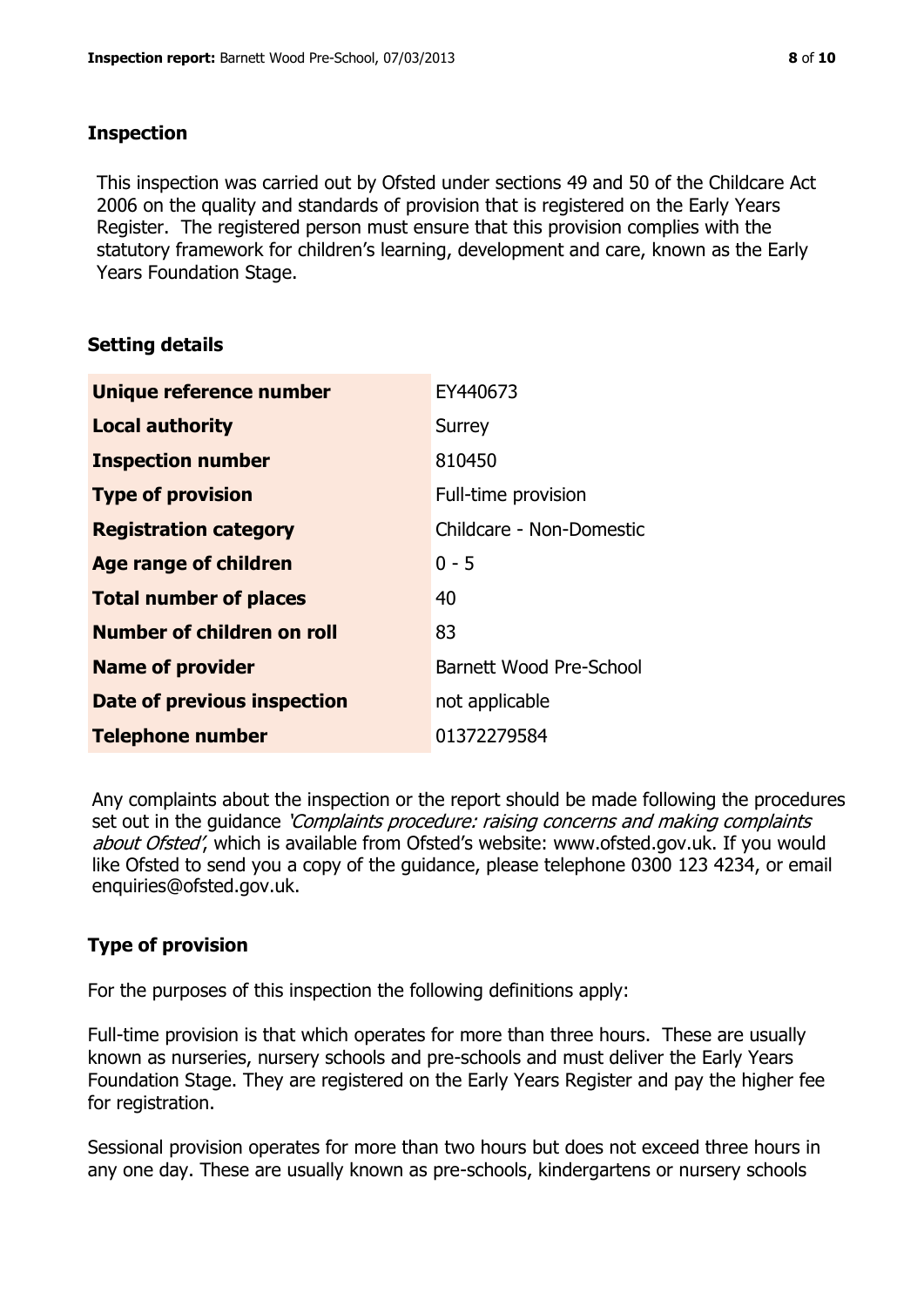## Inspection

This inspection was carried out by Ofsted under sections 49 and 50 of the Childcare Act 2006 on the quality and standards of provision that is registered on the Early Years Register. The registered person must ensure that this provision complies with the statutory framework for children's learning, development and care, known as the Early Years Foundation Stage.

## Setting details

| | |
|---|---|
| **Unique reference number** | EY440673 |
| **Local authority** | Surrey |
| **Inspection number** | 810450 |
| **Type of provision** | Full-time provision |
| **Registration category** | Childcare - Non-Domestic |
| **Age range of children** | 0 - 5 |
| **Total number of places** | 40 |
| **Number of children on roll** | 83 |
| **Name of provider** | Barnett Wood Pre-School |
| **Date of previous inspection** | not applicable |
| **Telephone number** | 01372279584 |

Any complaints about the inspection or the report should be made following the procedures set out in the guidance *'Complaints procedure: raising concerns and making complaints about Ofsted'*, which is available from Ofsted's website: www.ofsted.gov.uk. If you would like Ofsted to send you a copy of the guidance, please telephone 0300 123 4234, or email enquiries@ofsted.gov.uk.

## Type of provision

For the purposes of this inspection the following definitions apply:

Full-time provision is that which operates for more than three hours. These are usually known as nurseries, nursery schools and pre-schools and must deliver the Early Years Foundation Stage. They are registered on the Early Years Register and pay the higher fee for registration.

Sessional provision operates for more than two hours but does not exceed three hours in any one day. These are usually known as pre-schools, kindergartens or nursery schools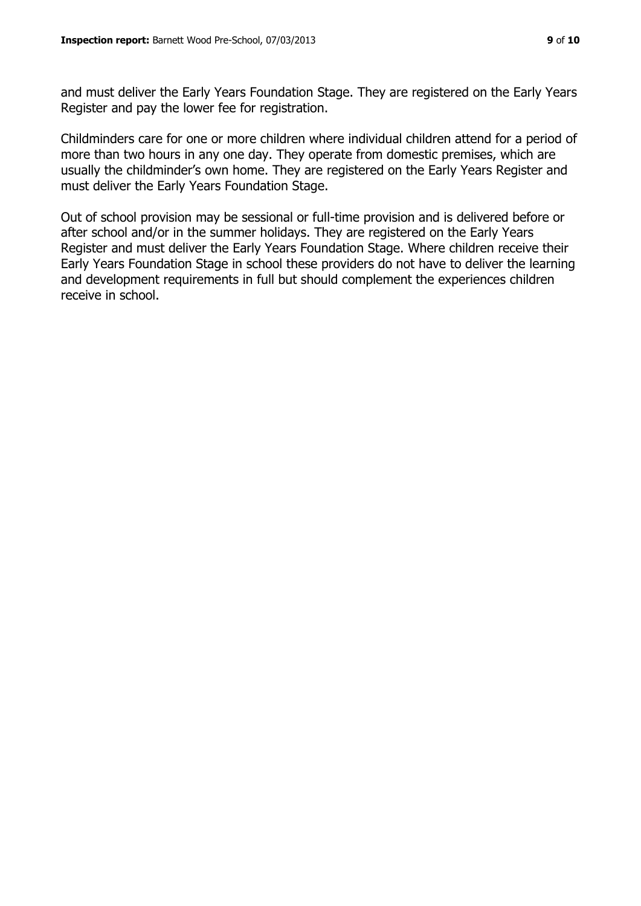and must deliver the Early Years Foundation Stage. They are registered on the Early Years Register and pay the lower fee for registration.

Childminders care for one or more children where individual children attend for a period of more than two hours in any one day. They operate from domestic premises, which are usually the childminder's own home. They are registered on the Early Years Register and must deliver the Early Years Foundation Stage.

Out of school provision may be sessional or full-time provision and is delivered before or after school and/or in the summer holidays. They are registered on the Early Years Register and must deliver the Early Years Foundation Stage. Where children receive their Early Years Foundation Stage in school these providers do not have to deliver the learning and development requirements in full but should complement the experiences children receive in school.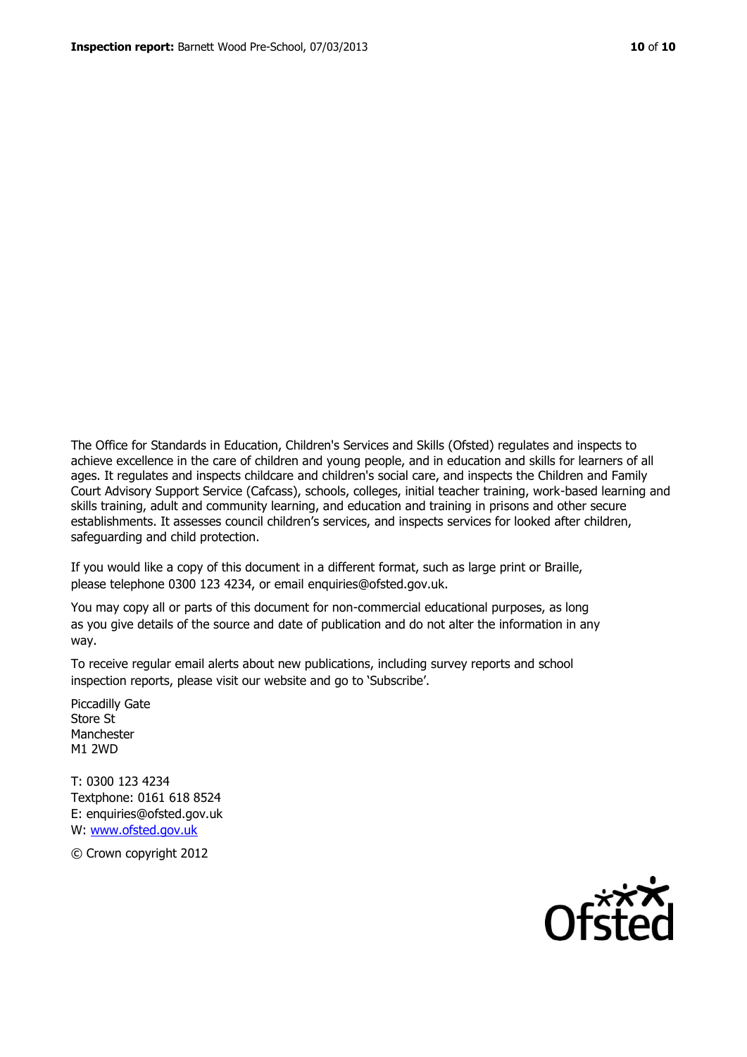The Office for Standards in Education, Children's Services and Skills (Ofsted) regulates and inspects to achieve excellence in the care of children and young people, and in education and skills for learners of all ages. It regulates and inspects childcare and children's social care, and inspects the Children and Family Court Advisory Support Service (Cafcass), schools, colleges, initial teacher training, work-based learning and skills training, adult and community learning, and education and training in prisons and other secure establishments. It assesses council children's services, and inspects services for looked after children, safeguarding and child protection.

If you would like a copy of this document in a different format, such as large print or Braille, please telephone 0300 123 4234, or email enquiries@ofsted.gov.uk.

You may copy all or parts of this document for non-commercial educational purposes, as long as you give details of the source and date of publication and do not alter the information in any way.

To receive regular email alerts about new publications, including survey reports and school inspection reports, please visit our website and go to 'Subscribe'.

Piccadilly Gate
Store St
Manchester
M1 2WD

T: 0300 123 4234
Textphone: 0161 618 8524
E: enquiries@ofsted.gov.uk
W: [www.ofsted.gov.uk](http://www.ofsted.gov.uk)

© Crown copyright 2012

Ofsted